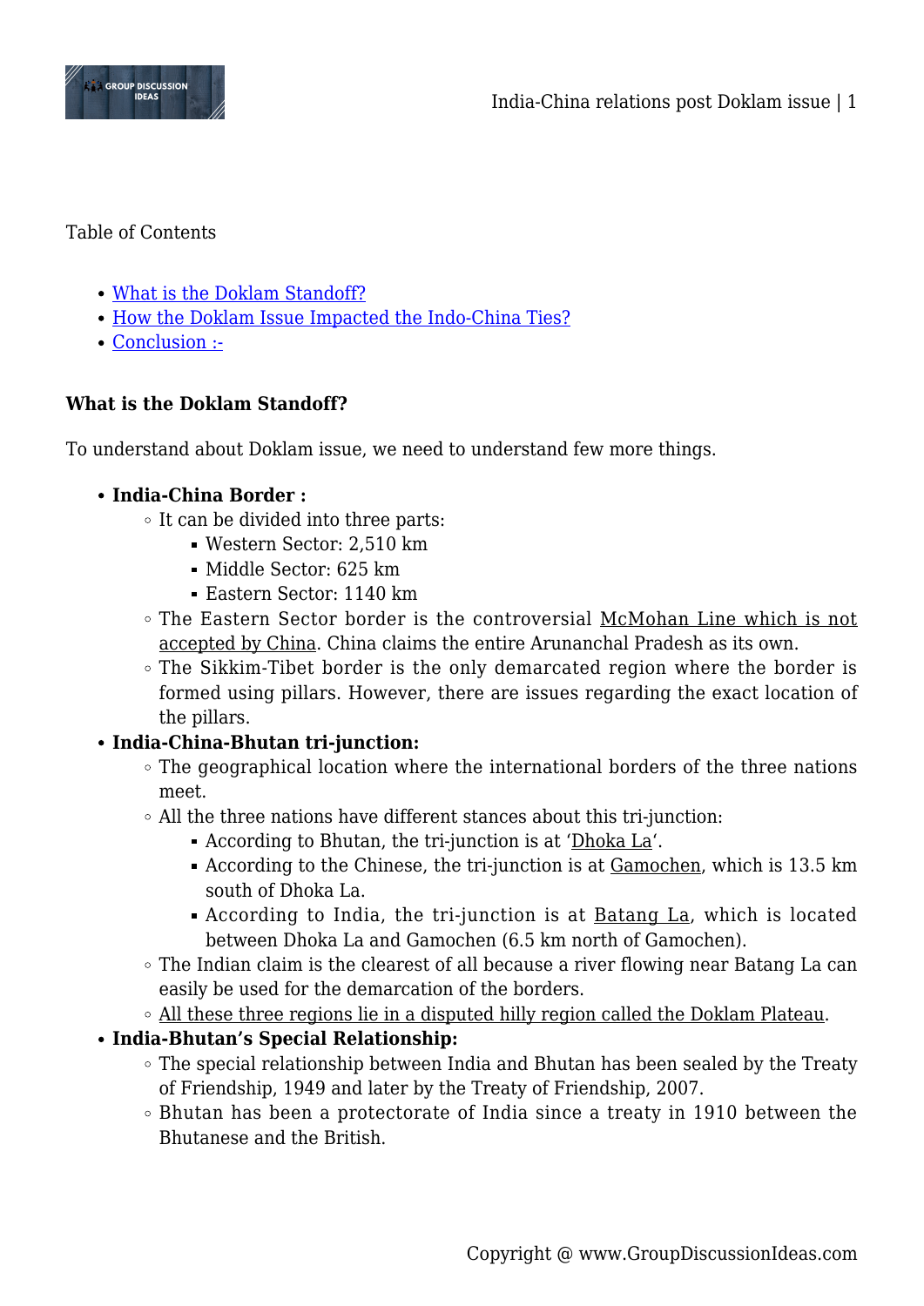Table of Contents

- What is the Doklam Standoff?
- How the Doklam Issue Impacted the Indo-China Ties?
- Conclusion :-

**What is the Doklam Standoff?**

To understand about Doklam issue, we need to understand few more things.

- **India-China Border :**
  - It can be divided into three parts:
    - Western Sector: 2,510 km
    - Middle Sector: 625 km
    - Eastern Sector: 1140 km
  - The Eastern Sector border is the controversial McMohan Line which is not accepted by China. China claims the entire Arunanchal Pradesh as its own.
  - The Sikkim-Tibet border is the only demarcated region where the border is formed using pillars. However, there are issues regarding the exact location of the pillars.
- **India-China-Bhutan tri-junction:**
  - The geographical location where the international borders of the three nations meet.
  - All the three nations have different stances about this tri-junction:
    - According to Bhutan, the tri-junction is at 'Dhoka La'.
    - According to the Chinese, the tri-junction is at Gamochen, which is 13.5 km south of Dhoka La.
    - According to India, the tri-junction is at Batang La, which is located between Dhoka La and Gamochen (6.5 km north of Gamochen).
  - The Indian claim is the clearest of all because a river flowing near Batang La can easily be used for the demarcation of the borders.
  - All these three regions lie in a disputed hilly region called the Doklam Plateau.
- **India-Bhutan's Special Relationship:**
  - The special relationship between India and Bhutan has been sealed by the Treaty of Friendship, 1949 and later by the Treaty of Friendship, 2007.
  - Bhutan has been a protectorate of India since a treaty in 1910 between the Bhutanese and the British.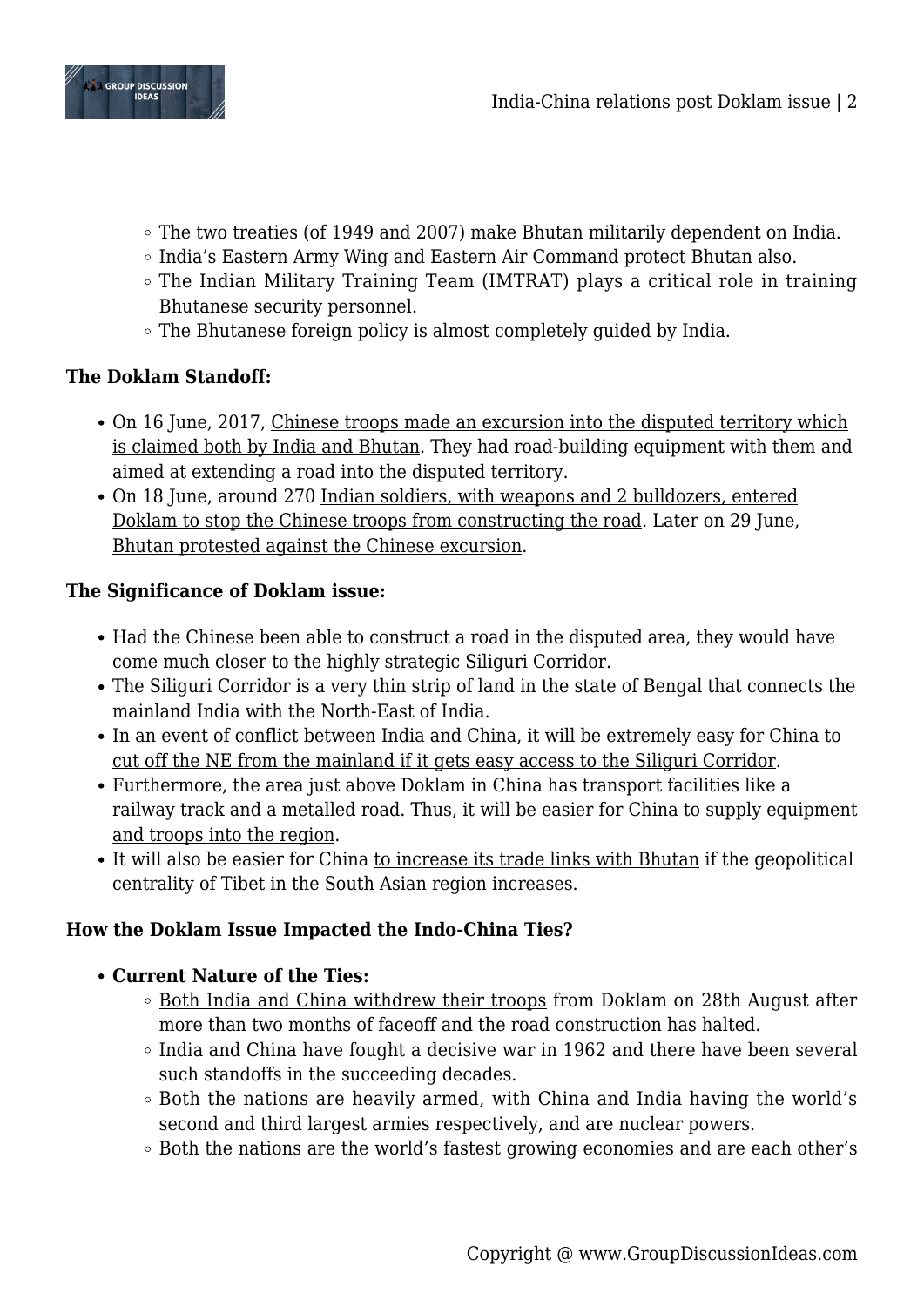- The two treaties (of 1949 and 2007) make Bhutan militarily dependent on India.
  - India's Eastern Army Wing and Eastern Air Command protect Bhutan also.
  - The Indian Military Training Team (IMTRAT) plays a critical role in training Bhutanese security personnel.
  - The Bhutanese foreign policy is almost completely guided by India.

**The Doklam Standoff:**

- On 16 June, 2017, Chinese troops made an excursion into the disputed territory which is claimed both by India and Bhutan. They had road-building equipment with them and aimed at extending a road into the disputed territory.
- On 18 June, around 270 Indian soldiers, with weapons and 2 bulldozers, entered Doklam to stop the Chinese troops from constructing the road. Later on 29 June, Bhutan protested against the Chinese excursion.

**The Significance of Doklam issue:**

- Had the Chinese been able to construct a road in the disputed area, they would have come much closer to the highly strategic Siliguri Corridor.
- The Siliguri Corridor is a very thin strip of land in the state of Bengal that connects the mainland India with the North-East of India.
- In an event of conflict between India and China, it will be extremely easy for China to cut off the NE from the mainland if it gets easy access to the Siliguri Corridor.
- Furthermore, the area just above Doklam in China has transport facilities like a railway track and a metalled road. Thus, it will be easier for China to supply equipment and troops into the region.
- It will also be easier for China to increase its trade links with Bhutan if the geopolitical centrality of Tibet in the South Asian region increases.

**How the Doklam Issue Impacted the Indo-China Ties?**

- **Current Nature of the Ties:**
  - Both India and China withdrew their troops from Doklam on 28th August after more than two months of faceoff and the road construction has halted.
  - India and China have fought a decisive war in 1962 and there have been several such standoffs in the succeeding decades.
  - Both the nations are heavily armed, with China and India having the world's second and third largest armies respectively, and are nuclear powers.
  - Both the nations are the world's fastest growing economies and are each other's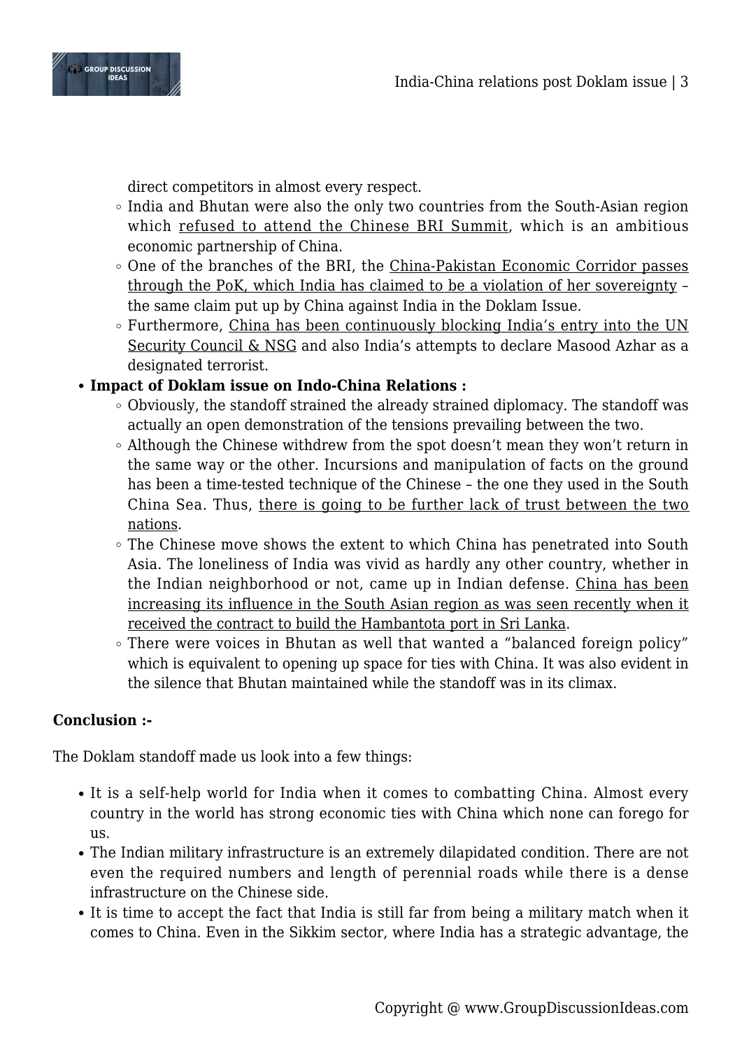direct competitors in almost every respect.
  - India and Bhutan were also the only two countries from the South-Asian region which refused to attend the Chinese BRI Summit, which is an ambitious economic partnership of China.
  - One of the branches of the BRI, the China-Pakistan Economic Corridor passes through the PoK, which India has claimed to be a violation of her sovereignty – the same claim put up by China against India in the Doklam Issue.
  - Furthermore, China has been continuously blocking India's entry into the UN Security Council & NSG and also India's attempts to declare Masood Azhar as a designated terrorist.
- **Impact of Doklam issue on Indo-China Relations :**
  - Obviously, the standoff strained the already strained diplomacy. The standoff was actually an open demonstration of the tensions prevailing between the two.
  - Although the Chinese withdrew from the spot doesn't mean they won't return in the same way or the other. Incursions and manipulation of facts on the ground has been a time-tested technique of the Chinese – the one they used in the South China Sea. Thus, there is going to be further lack of trust between the two nations.
  - The Chinese move shows the extent to which China has penetrated into South Asia. The loneliness of India was vivid as hardly any other country, whether in the Indian neighborhood or not, came up in Indian defense. China has been increasing its influence in the South Asian region as was seen recently when it received the contract to build the Hambantota port in Sri Lanka.
  - There were voices in Bhutan as well that wanted a "balanced foreign policy" which is equivalent to opening up space for ties with China. It was also evident in the silence that Bhutan maintained while the standoff was in its climax.

**Conclusion :-**

The Doklam standoff made us look into a few things:

- It is a self-help world for India when it comes to combatting China. Almost every country in the world has strong economic ties with China which none can forego for us.
- The Indian military infrastructure is an extremely dilapidated condition. There are not even the required numbers and length of perennial roads while there is a dense infrastructure on the Chinese side.
- It is time to accept the fact that India is still far from being a military match when it comes to China. Even in the Sikkim sector, where India has a strategic advantage, the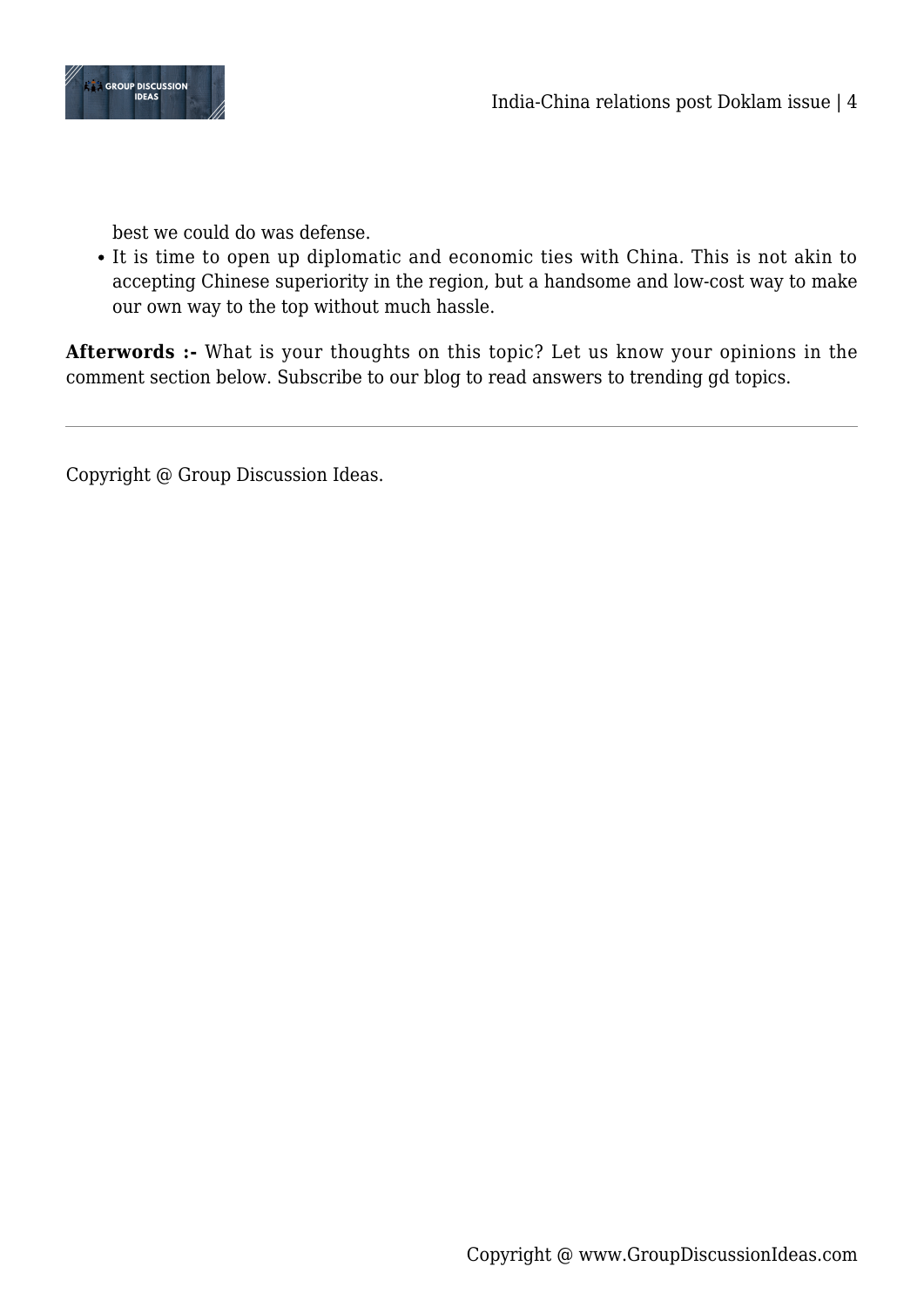best we could do was defense.

- It is time to open up diplomatic and economic ties with China. This is not akin to accepting Chinese superiority in the region, but a handsome and low-cost way to make our own way to the top without much hassle.

**Afterwords :-** What is your thoughts on this topic? Let us know your opinions in the comment section below. Subscribe to our blog to read answers to trending gd topics.

---

Copyright @ Group Discussion Ideas.